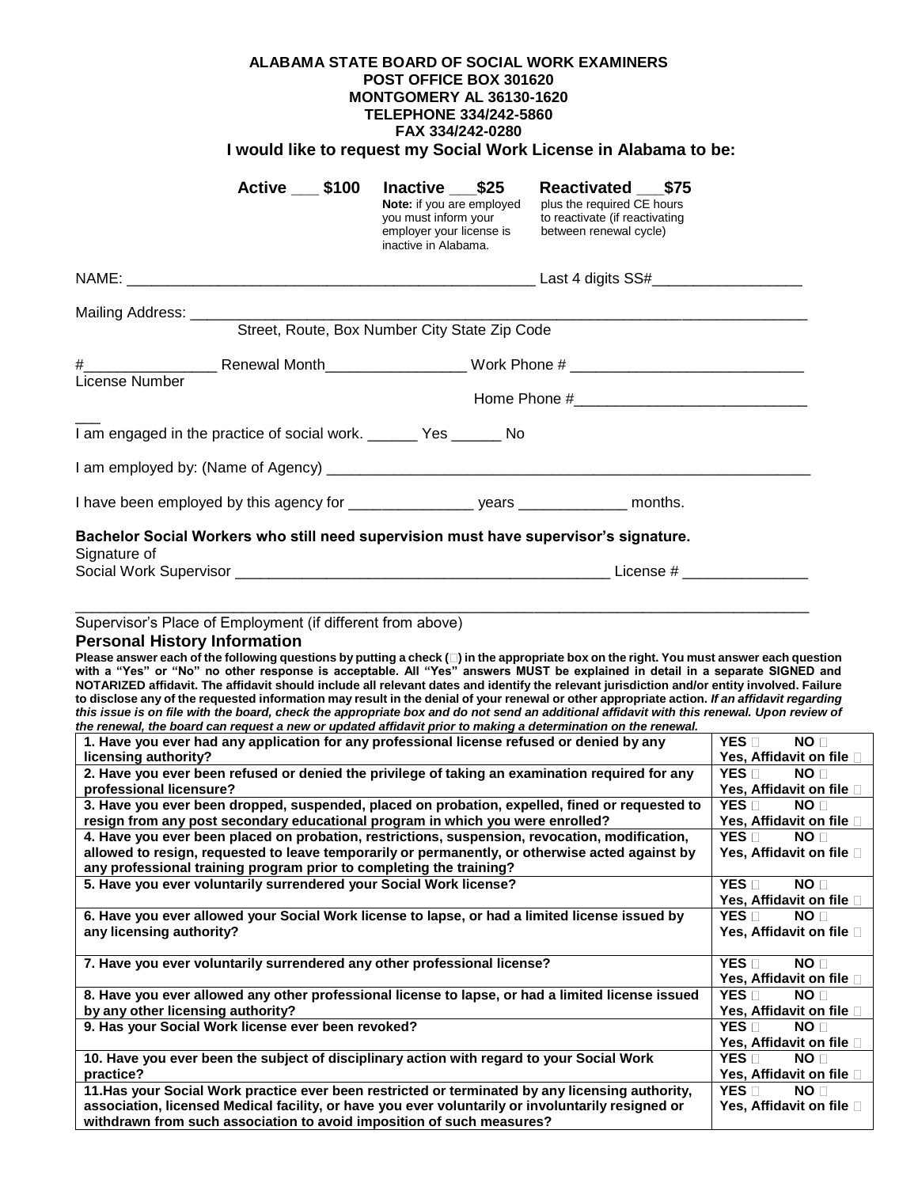**ALABAMA STATE BOARD OF SOCIAL WORK EXAMINERS**
**POST OFFICE BOX 301620**
**MONTGOMERY AL 36130-1620**
**TELEPHONE 334/242-5860**
**FAX 334/242-0280**

## I would like to request my Social Work License in Alabama to be:

**Active \_\_\_ $100** **Inactive \_\_\_$25** **Reactivated \_\_\_$75**

**Note:** if you are employed you must inform your employer your license is inactive in Alabama.

plus the required CE hours to reactivate (if reactivating between renewal cycle)

NAME: \_\_\_\_\_\_\_\_\_\_\_\_\_\_\_\_\_\_\_\_\_\_\_\_\_\_\_\_\_\_\_\_\_\_\_\_\_\_\_\_\_\_\_\_\_\_\_\_ Last 4 digits SS#\_\_\_\_\_\_\_\_\_\_\_\_\_\_\_\_\_\_

Mailing Address: \_\_\_\_\_\_\_\_\_\_\_\_\_\_\_\_\_\_\_\_\_\_\_\_\_\_\_\_\_\_\_\_\_\_\_\_\_\_\_\_\_\_\_\_\_\_\_\_\_\_\_\_\_\_\_\_\_\_\_\_\_\_\_\_\_\_\_\_\_\_\_\_\_\_

Street, Route, Box Number City State Zip Code

#\_\_\_\_\_\_\_\_\_\_\_\_\_\_\_\_ Renewal Month\_\_\_\_\_\_\_\_\_\_\_\_\_\_\_\_\_ Work Phone # \_\_\_\_\_\_\_\_\_\_\_\_\_\_\_\_\_\_\_\_\_\_\_\_\_\_\_\_

License Number

Home Phone #\_\_\_\_\_\_\_\_\_\_\_\_\_\_\_\_\_\_\_\_\_\_\_\_\_\_\_\_

I am engaged in the practice of social work. \_\_\_\_\_\_ Yes \_\_\_\_\_\_ No

I am employed by: (Name of Agency) \_\_\_\_\_\_\_\_\_\_\_\_\_\_\_\_\_\_\_\_\_\_\_\_\_\_\_\_\_\_\_\_\_\_\_\_\_\_\_\_\_\_\_\_\_\_\_\_\_\_\_\_\_\_\_\_\_\_\_\_

I have been employed by this agency for \_\_\_\_\_\_\_\_\_\_\_\_\_\_\_ years \_\_\_\_\_\_\_\_\_\_\_\_\_ months.

**Bachelor Social Workers who still need supervision must have supervisor's signature.**

Signature of
Social Work Supervisor \_\_\_\_\_\_\_\_\_\_\_\_\_\_\_\_\_\_\_\_\_\_\_\_\_\_\_\_\_\_\_\_\_\_\_\_\_\_\_\_\_\_\_\_\_ License # \_\_\_\_\_\_\_\_\_\_\_\_\_\_\_

\_\_\_\_\_\_\_\_\_\_\_\_\_\_\_\_\_\_\_\_\_\_\_\_\_\_\_\_\_\_\_\_\_\_\_\_\_\_\_\_\_\_\_\_\_\_\_\_\_\_\_\_\_\_\_\_\_\_\_\_\_\_\_\_\_\_\_\_\_\_\_\_\_\_\_\_\_\_\_\_\_\_\_\_

Supervisor's Place of Employment (if different from above)

### Personal History Information

**Please answer each of the following questions by putting a check (□) in the appropriate box on the right. You must answer each question with a "Yes" or "No" no other response is acceptable. All "Yes" answers MUST be explained in detail in a separate SIGNED and NOTARIZED affidavit. The affidavit should include all relevant dates and identify the relevant jurisdiction and/or entity involved. Failure to disclose any of the requested information may result in the denial of your renewal or other appropriate action.** ***If an affidavit regarding this issue is on file with the board, check the appropriate box and do not send an additional affidavit with this renewal. Upon review of the renewal, the board can request a new or updated affidavit prior to making a determination on the renewal.***

| Question | Response |
|---|---|
| **1. Have you ever had any application for any professional license refused or denied by any licensing authority?** | **YES □ NO □ Yes, Affidavit on file □** |
| **2. Have you ever been refused or denied the privilege of taking an examination required for any professional licensure?** | **YES □ NO □ Yes, Affidavit on file □** |
| **3. Have you ever been dropped, suspended, placed on probation, expelled, fined or requested to resign from any post secondary educational program in which you were enrolled?** | **YES □ NO □ Yes, Affidavit on file □** |
| **4. Have you ever been placed on probation, restrictions, suspension, revocation, modification, allowed to resign, requested to leave temporarily or permanently, or otherwise acted against by any professional training program prior to completing the training?** | **YES □ NO □ Yes, Affidavit on file □** |
| **5. Have you ever voluntarily surrendered your Social Work license?** | **YES □ NO □ Yes, Affidavit on file □** |
| **6. Have you ever allowed your Social Work license to lapse, or had a limited license issued by any licensing authority?** | **YES □ NO □ Yes, Affidavit on file □** |
| **7. Have you ever voluntarily surrendered any other professional license?** | **YES □ NO □ Yes, Affidavit on file □** |
| **8. Have you ever allowed any other professional license to lapse, or had a limited license issued by any other licensing authority?** | **YES □ NO □ Yes, Affidavit on file □** |
| **9. Has your Social Work license ever been revoked?** | **YES □ NO □ Yes, Affidavit on file □** |
| **10. Have you ever been the subject of disciplinary action with regard to your Social Work practice?** | **YES □ NO □ Yes, Affidavit on file □** |
| **11.Has your Social Work practice ever been restricted or terminated by any licensing authority, association, licensed Medical facility, or have you ever voluntarily or involuntarily resigned or withdrawn from such association to avoid imposition of such measures?** | **YES □ NO □ Yes, Affidavit on file □** |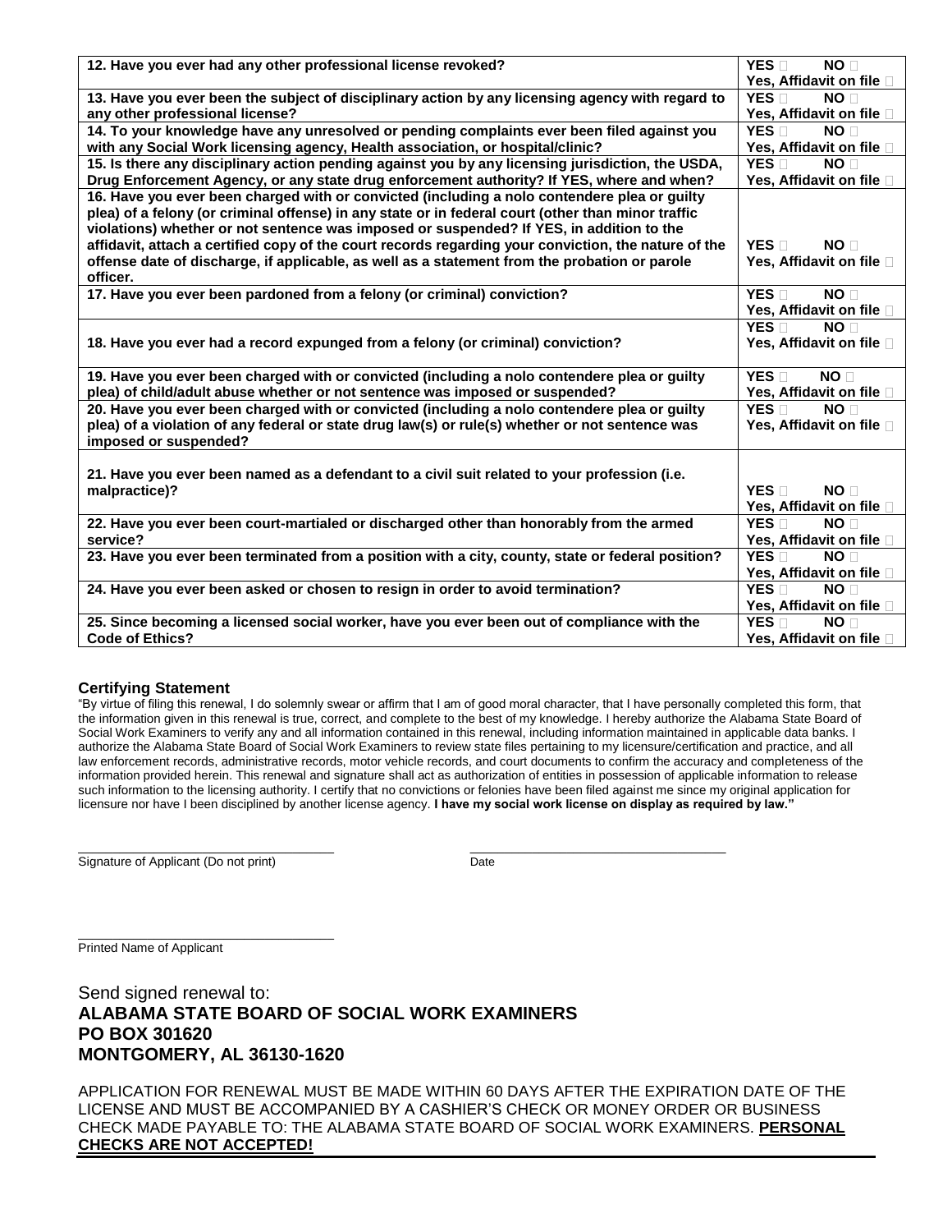| | |
|---|---|
| **12. Have you ever had any other professional license revoked?** | **YES** ☐ **NO** ☐ **Yes, Affidavit on file** ☐ |
| **13. Have you ever been the subject of disciplinary action by any licensing agency with regard to any other professional license?** | **YES** ☐ **NO** ☐ **Yes, Affidavit on file** ☐ |
| **14. To your knowledge have any unresolved or pending complaints ever been filed against you with any Social Work licensing agency, Health association, or hospital/clinic?** | **YES** ☐ **NO** ☐ **Yes, Affidavit on file** ☐ |
| **15. Is there any disciplinary action pending against you by any licensing jurisdiction, the USDA, Drug Enforcement Agency, or any state drug enforcement authority? If YES, where and when?** | **YES** ☐ **NO** ☐ **Yes, Affidavit on file** ☐ |
| **16. Have you ever been charged with or convicted (including a nolo contendere plea or guilty plea) of a felony (or criminal offense) in any state or in federal court (other than minor traffic violations) whether or not sentence was imposed or suspended? If YES, in addition to the affidavit, attach a certified copy of the court records regarding your conviction, the nature of the offense date of discharge, if applicable, as well as a statement from the probation or parole officer.** | **YES** ☐ **NO** ☐ **Yes, Affidavit on file** ☐ |
| **17. Have you ever been pardoned from a felony (or criminal) conviction?** | **YES** ☐ **NO** ☐ **Yes, Affidavit on file** ☐ |
| **18. Have you ever had a record expunged from a felony (or criminal) conviction?** | **YES** ☐ **NO** ☐ **Yes, Affidavit on file** ☐ |
| **19. Have you ever been charged with or convicted (including a nolo contendere plea or guilty plea) of child/adult abuse whether or not sentence was imposed or suspended?** | **YES** ☐ **NO** ☐ **Yes, Affidavit on file** ☐ |
| **20. Have you ever been charged with or convicted (including a nolo contendere plea or guilty plea) of a violation of any federal or state drug law(s) or rule(s) whether or not sentence was imposed or suspended?** | **YES** ☐ **NO** ☐ **Yes, Affidavit on file** ☐ |
| **21. Have you ever been named as a defendant to a civil suit related to your profession (i.e. malpractice)?** | **YES** ☐ **NO** ☐ **Yes, Affidavit on file** ☐ |
| **22. Have you ever been court-martialed or discharged other than honorably from the armed service?** | **YES** ☐ **NO** ☐ **Yes, Affidavit on file** ☐ |
| **23. Have you ever been terminated from a position with a city, county, state or federal position?** | **YES** ☐ **NO** ☐ **Yes, Affidavit on file** ☐ |
| **24. Have you ever been asked or chosen to resign in order to avoid termination?** | **YES** ☐ **NO** ☐ **Yes, Affidavit on file** ☐ |
| **25. Since becoming a licensed social worker, have you ever been out of compliance with the Code of Ethics?** | **YES** ☐ **NO** ☐ **Yes, Affidavit on file** ☐ |

**Certifying Statement**

"By virtue of filing this renewal, I do solemnly swear or affirm that I am of good moral character, that I have personally completed this form, that the information given in this renewal is true, correct, and complete to the best of my knowledge. I hereby authorize the Alabama State Board of Social Work Examiners to verify any and all information contained in this renewal, including information maintained in applicable data banks. I authorize the Alabama State Board of Social Work Examiners to review state files pertaining to my licensure/certification and practice, and all law enforcement records, administrative records, motor vehicle records, and court documents to confirm the accuracy and completeness of the information provided herein. This renewal and signature shall act as authorization of entities in possession of applicable information to release such information to the licensing authority. I certify that no convictions or felonies have been filed against me since my original application for licensure nor have I been disciplined by another license agency. **I have my social work license on display as required by law."**

\_\_\_\_\_\_\_\_\_\_\_\_\_\_\_\_\_\_\_\_\_\_\_\_\_\_\_\_\_\_\_\_\_\_\_ \_\_\_\_\_\_\_\_\_\_\_\_\_\_\_\_\_\_\_\_\_\_\_\_\_\_\_\_\_\_\_\_\_\_\_

Signature of Applicant (Do not print) Date

\_\_\_\_\_\_\_\_\_\_\_\_\_\_\_\_\_\_\_\_\_\_\_\_\_\_\_\_\_\_\_\_\_\_\_

Printed Name of Applicant

## Send signed renewal to:
## **ALABAMA STATE BOARD OF SOCIAL WORK EXAMINERS**
## **PO BOX 301620**
## **MONTGOMERY, AL 36130-1620**

APPLICATION FOR RENEWAL MUST BE MADE WITHIN 60 DAYS AFTER THE EXPIRATION DATE OF THE LICENSE AND MUST BE ACCOMPANIED BY A CASHIER'S CHECK OR MONEY ORDER OR BUSINESS CHECK MADE PAYABLE TO: THE ALABAMA STATE BOARD OF SOCIAL WORK EXAMINERS. **PERSONAL CHECKS ARE NOT ACCEPTED!**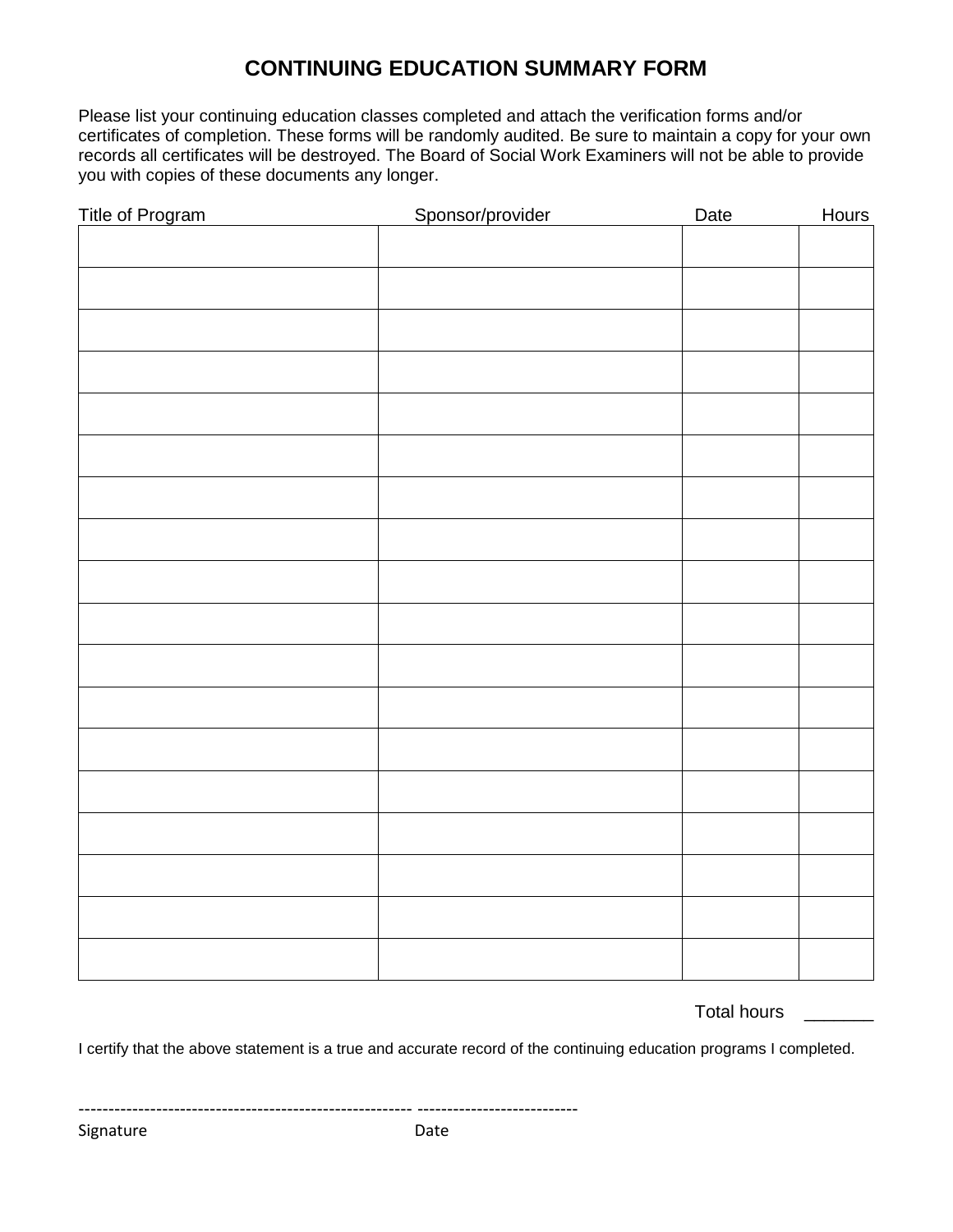# CONTINUING EDUCATION SUMMARY FORM

Please list your continuing education classes completed and attach the verification forms and/or certificates of completion. These forms will be randomly audited. Be sure to maintain a copy for your own records all certificates will be destroyed. The Board of Social Work Examiners will not be able to provide you with copies of these documents any longer.

| Title of Program | Sponsor/provider | Date | Hours |
|---|---|---|---|
| | | | |
| | | | |
| | | | |
| | | | |
| | | | |
| | | | |
| | | | |
| | | | |
| | | | |
| | | | |
| | | | |
| | | | |
| | | | |
| | | | |
| | | | |
| | | | |
| | | | |
| | | | |

Total hours _______

I certify that the above statement is a true and accurate record of the continuing education programs I completed.

------------------------------------------------------- ---------------------------

Signature Date